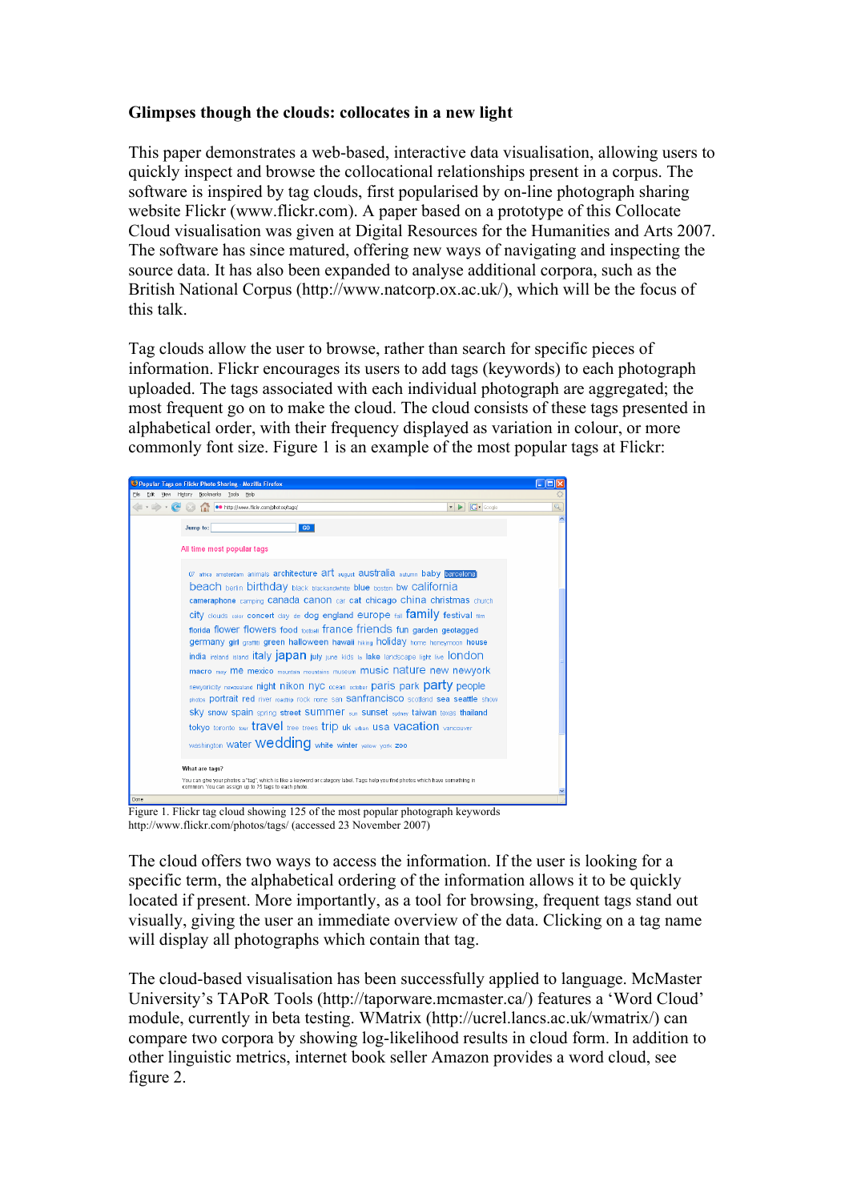**Glimpses though the clouds: collocates in a new light**

This paper demonstrates a web-based, interactive data visualisation, allowing users to quickly inspect and browse the collocational relationships present in a corpus. The software is inspired by tag clouds, first popularised by on-line photograph sharing website Flickr (www.flickr.com). A paper based on a prototype of this Collocate Cloud visualisation was given at Digital Resources for the Humanities and Arts 2007. The software has since matured, offering new ways of navigating and inspecting the source data. It has also been expanded to analyse additional corpora, such as the British National Corpus (http://www.natcorp.ox.ac.uk/), which will be the focus of this talk.

Tag clouds allow the user to browse, rather than search for specific pieces of information. Flickr encourages its users to add tags (keywords) to each photograph uploaded. The tags associated with each individual photograph are aggregated; the most frequent go on to make the cloud. The cloud consists of these tags presented in alphabetical order, with their frequency displayed as variation in colour, or more commonly font size. Figure 1 is an example of the most popular tags at Flickr:

Figure 1. Flickr tag cloud showing 125 of the most popular photograph keywords
http://www.flickr.com/photos/tags/ (accessed 23 November 2007)

The cloud offers two ways to access the information. If the user is looking for a specific term, the alphabetical ordering of the information allows it to be quickly located if present. More importantly, as a tool for browsing, frequent tags stand out visually, giving the user an immediate overview of the data. Clicking on a tag name will display all photographs which contain that tag.

The cloud-based visualisation has been successfully applied to language. McMaster University's TAPoR Tools (http://taporware.mcmaster.ca/) features a 'Word Cloud' module, currently in beta testing. WMatrix (http://ucrel.lancs.ac.uk/wmatrix/) can compare two corpora by showing log-likelihood results in cloud form. In addition to other linguistic metrics, internet book seller Amazon provides a word cloud, see figure 2.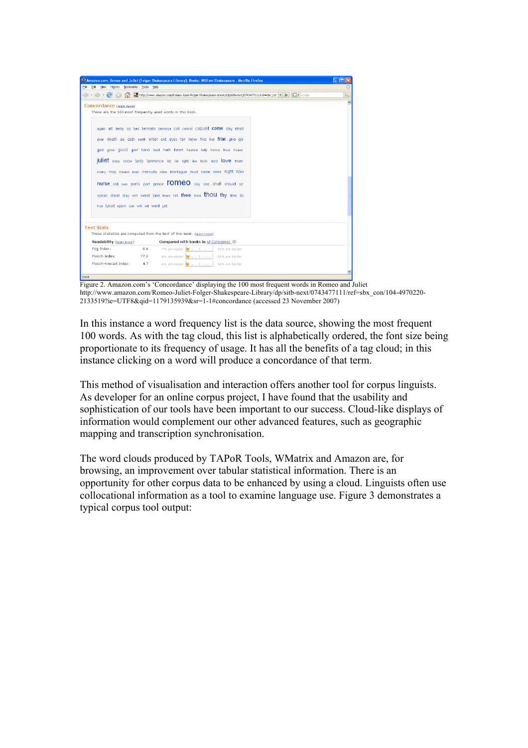Figure 2. Amazon.com's 'Concordance' displaying the 100 most frequent words in Romeo and Juliet http://www.amazon.com/Romeo-Juliet-Folger-Shakespeare-Library/dp/sitb-next/0743477111/ref=sbx_con/104-4970220-2133519?ie=UTF8&qid=1179135939&sr=1-1#concordance (accessed 23 November 2007)

In this instance a word frequency list is the data source, showing the most frequent 100 words. As with the tag cloud, this list is alphabetically ordered, the font size being proportionate to its frequency of usage. It has all the benefits of a tag cloud; in this instance clicking on a word will produce a concordance of that term.

This method of visualisation and interaction offers another tool for corpus linguists. As developer for an online corpus project, I have found that the usability and sophistication of our tools have been important to our success. Cloud-like displays of information would complement our other advanced features, such as geographic mapping and transcription synchronisation.

The word clouds produced by TAPoR Tools, WMatrix and Amazon are, for browsing, an improvement over tabular statistical information. There is an opportunity for other corpus data to be enhanced by using a cloud. Linguists often use collocational information as a tool to examine language use. Figure 3 demonstrates a typical corpus tool output: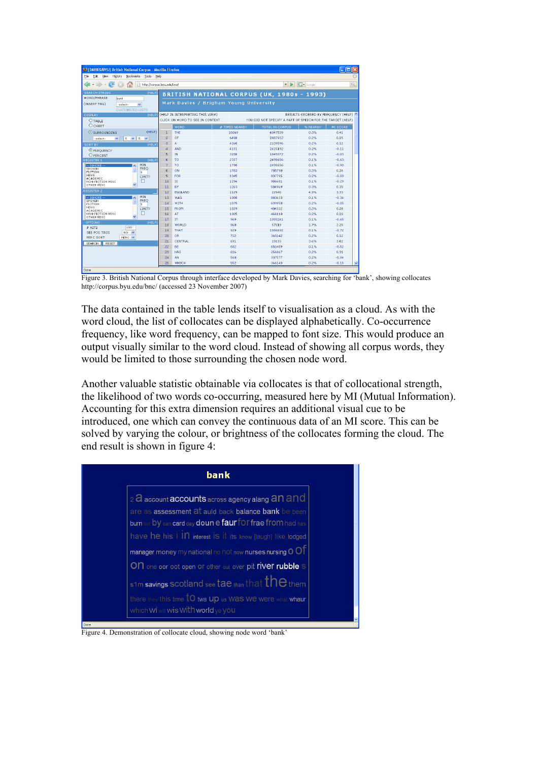Figure 3. British National Corpus through interface developed by Mark Davies, searching for 'bank', showing collocates http://corpus.byu.edu/bnc/ (accessed 23 November 2007)

The data contained in the table lends itself to visualisation as a cloud. As with the word cloud, the list of collocates can be displayed alphabetically. Co-occurrence frequency, like word frequency, can be mapped to font size. This would produce an output visually similar to the word cloud. Instead of showing all corpus words, they would be limited to those surrounding the chosen node word.

Another valuable statistic obtainable via collocates is that of collocational strength, the likelihood of two words co-occurring, measured here by MI (Mutual Information). Accounting for this extra dimension requires an additional visual cue to be introduced, one which can convey the continuous data of an MI score. This can be solved by varying the colour, or brightness of the collocates forming the cloud. The end result is shown in figure 4:

Figure 4. Demonstration of collocate cloud, showing node word 'bank'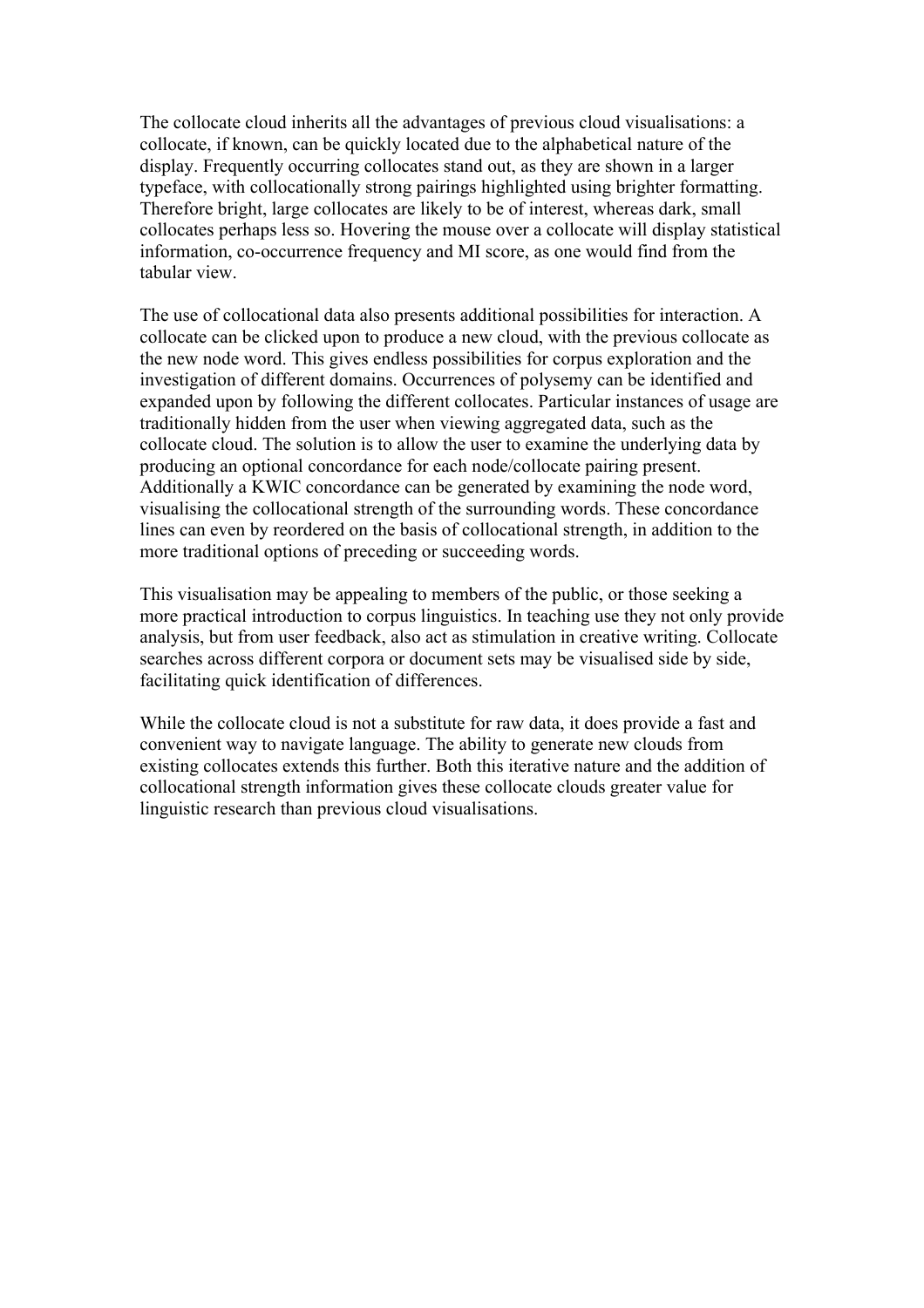The collocate cloud inherits all the advantages of previous cloud visualisations: a collocate, if known, can be quickly located due to the alphabetical nature of the display. Frequently occurring collocates stand out, as they are shown in a larger typeface, with collocationally strong pairings highlighted using brighter formatting. Therefore bright, large collocates are likely to be of interest, whereas dark, small collocates perhaps less so. Hovering the mouse over a collocate will display statistical information, co-occurrence frequency and MI score, as one would find from the tabular view.

The use of collocational data also presents additional possibilities for interaction. A collocate can be clicked upon to produce a new cloud, with the previous collocate as the new node word. This gives endless possibilities for corpus exploration and the investigation of different domains. Occurrences of polysemy can be identified and expanded upon by following the different collocates. Particular instances of usage are traditionally hidden from the user when viewing aggregated data, such as the collocate cloud. The solution is to allow the user to examine the underlying data by producing an optional concordance for each node/collocate pairing present. Additionally a KWIC concordance can be generated by examining the node word, visualising the collocational strength of the surrounding words. These concordance lines can even by reordered on the basis of collocational strength, in addition to the more traditional options of preceding or succeeding words.

This visualisation may be appealing to members of the public, or those seeking a more practical introduction to corpus linguistics. In teaching use they not only provide analysis, but from user feedback, also act as stimulation in creative writing. Collocate searches across different corpora or document sets may be visualised side by side, facilitating quick identification of differences.

While the collocate cloud is not a substitute for raw data, it does provide a fast and convenient way to navigate language. The ability to generate new clouds from existing collocates extends this further. Both this iterative nature and the addition of collocational strength information gives these collocate clouds greater value for linguistic research than previous cloud visualisations.